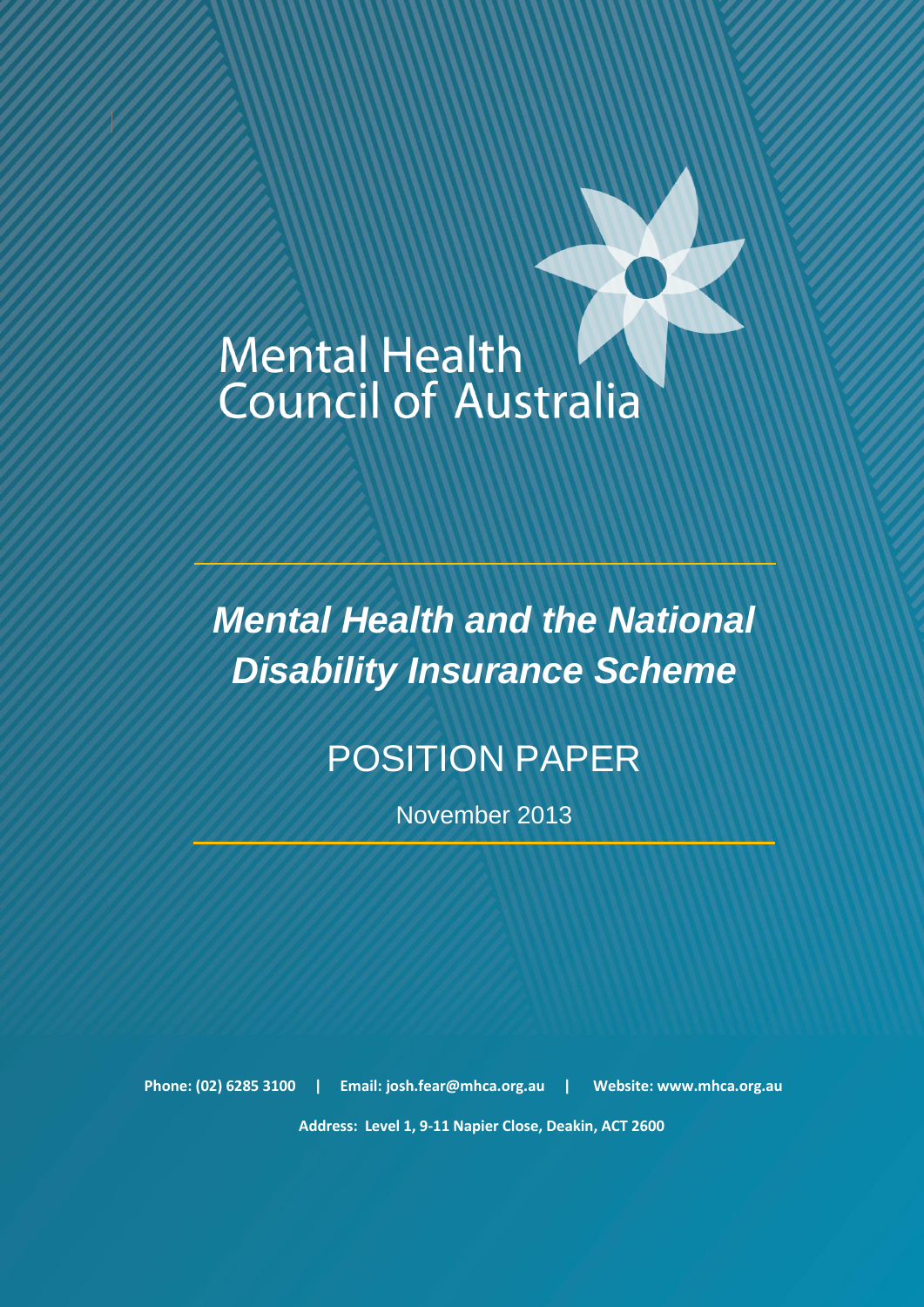Mental Health
Council of Australia

# *Mental Health and the National Disability Insurance Scheme*

## POSITION PAPER

November 2013

**Phone: (02) 6285 3100 | Email: josh.fear@mhca.org.au | Website: www.mhca.org.au**

**Address: Level 1, 9-11 Napier Close, Deakin, ACT 2600**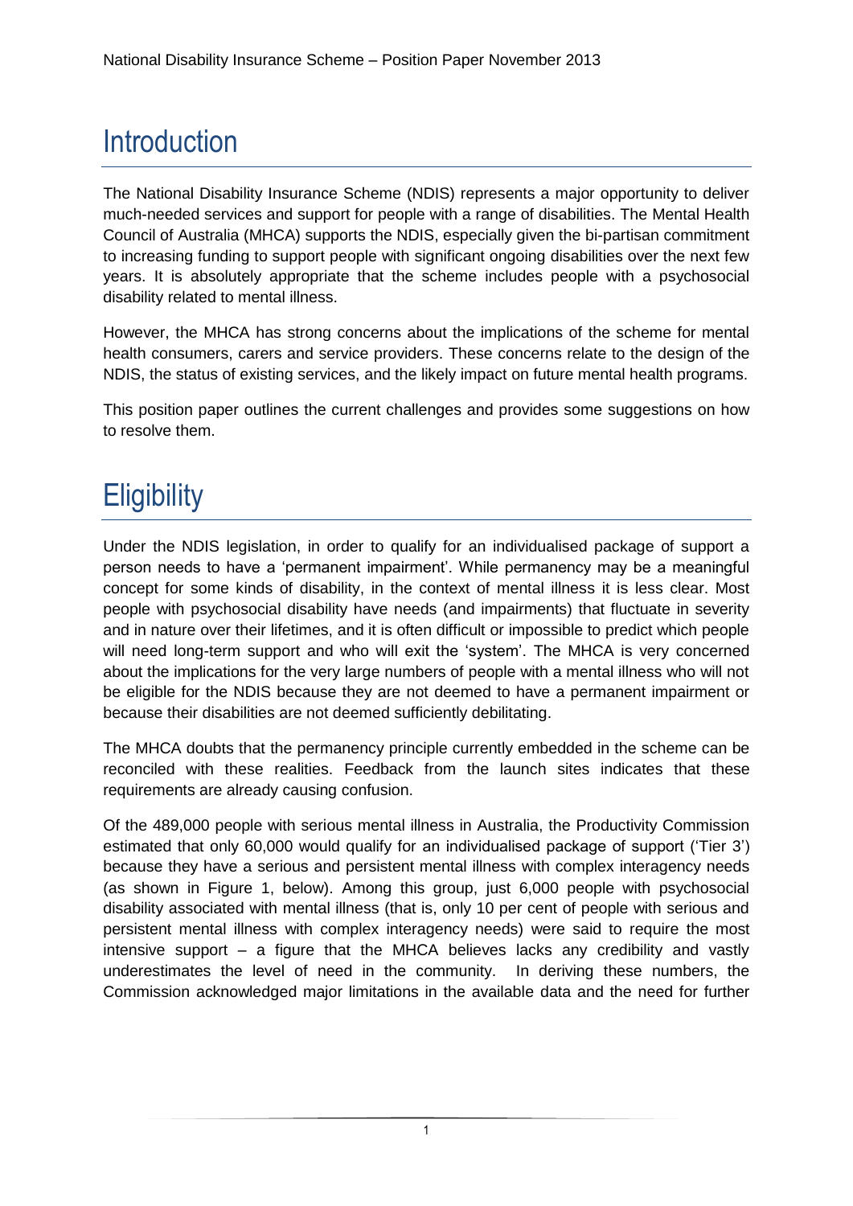# Introduction

The National Disability Insurance Scheme (NDIS) represents a major opportunity to deliver much-needed services and support for people with a range of disabilities. The Mental Health Council of Australia (MHCA) supports the NDIS, especially given the bi-partisan commitment to increasing funding to support people with significant ongoing disabilities over the next few years. It is absolutely appropriate that the scheme includes people with a psychosocial disability related to mental illness.

However, the MHCA has strong concerns about the implications of the scheme for mental health consumers, carers and service providers. These concerns relate to the design of the NDIS, the status of existing services, and the likely impact on future mental health programs.

This position paper outlines the current challenges and provides some suggestions on how to resolve them.

# Eligibility

Under the NDIS legislation, in order to qualify for an individualised package of support a person needs to have a 'permanent impairment'. While permanency may be a meaningful concept for some kinds of disability, in the context of mental illness it is less clear. Most people with psychosocial disability have needs (and impairments) that fluctuate in severity and in nature over their lifetimes, and it is often difficult or impossible to predict which people will need long-term support and who will exit the 'system'. The MHCA is very concerned about the implications for the very large numbers of people with a mental illness who will not be eligible for the NDIS because they are not deemed to have a permanent impairment or because their disabilities are not deemed sufficiently debilitating.

The MHCA doubts that the permanency principle currently embedded in the scheme can be reconciled with these realities. Feedback from the launch sites indicates that these requirements are already causing confusion.

Of the 489,000 people with serious mental illness in Australia, the Productivity Commission estimated that only 60,000 would qualify for an individualised package of support ('Tier 3') because they have a serious and persistent mental illness with complex interagency needs (as shown in Figure 1, below). Among this group, just 6,000 people with psychosocial disability associated with mental illness (that is, only 10 per cent of people with serious and persistent mental illness with complex interagency needs) were said to require the most intensive support – a figure that the MHCA believes lacks any credibility and vastly underestimates the level of need in the community. In deriving these numbers, the Commission acknowledged major limitations in the available data and the need for further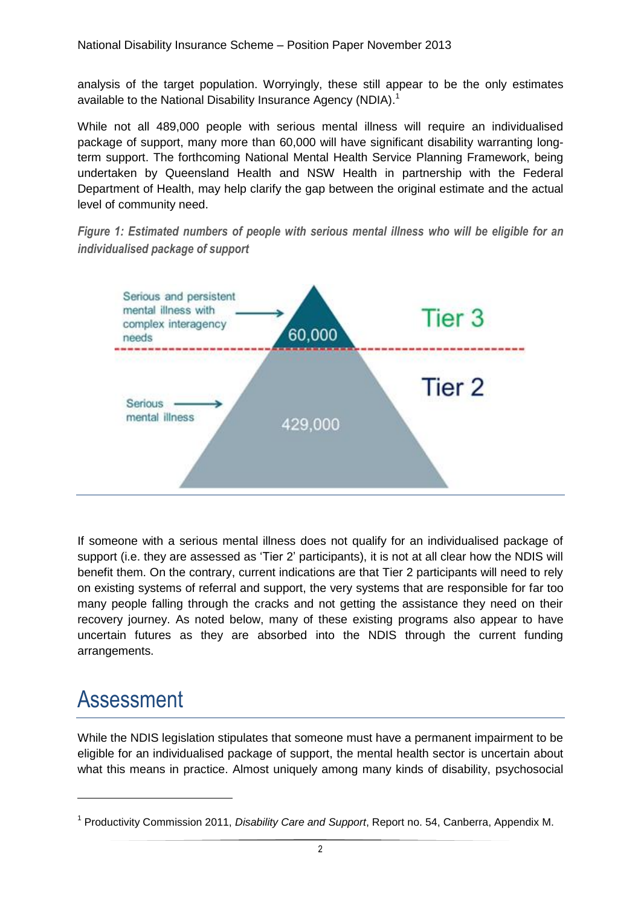analysis of the target population. Worryingly, these still appear to be the only estimates available to the National Disability Insurance Agency (NDIA).[1]

While not all 489,000 people with serious mental illness will require an individualised package of support, many more than 60,000 will have significant disability warranting long-term support. The forthcoming National Mental Health Service Planning Framework, being undertaken by Queensland Health and NSW Health in partnership with the Federal Department of Health, may help clarify the gap between the original estimate and the actual level of community need.

***Figure 1: Estimated numbers of people with serious mental illness who will be eligible for an individualised package of support***

Serious and persistent mental illness with complex interagency needs → 60,000 — Tier 3

Serious mental illness → 429,000 — Tier 2

If someone with a serious mental illness does not qualify for an individualised package of support (i.e. they are assessed as 'Tier 2' participants), it is not at all clear how the NDIS will benefit them. On the contrary, current indications are that Tier 2 participants will need to rely on existing systems of referral and support, the very systems that are responsible for far too many people falling through the cracks and not getting the assistance they need on their recovery journey. As noted below, many of these existing programs also appear to have uncertain futures as they are absorbed into the NDIS through the current funding arrangements.

# Assessment

While the NDIS legislation stipulates that someone must have a permanent impairment to be eligible for an individualised package of support, the mental health sector is uncertain about what this means in practice. Almost uniquely among many kinds of disability, psychosocial

[1] Productivity Commission 2011, *Disability Care and Support*, Report no. 54, Canberra, Appendix M.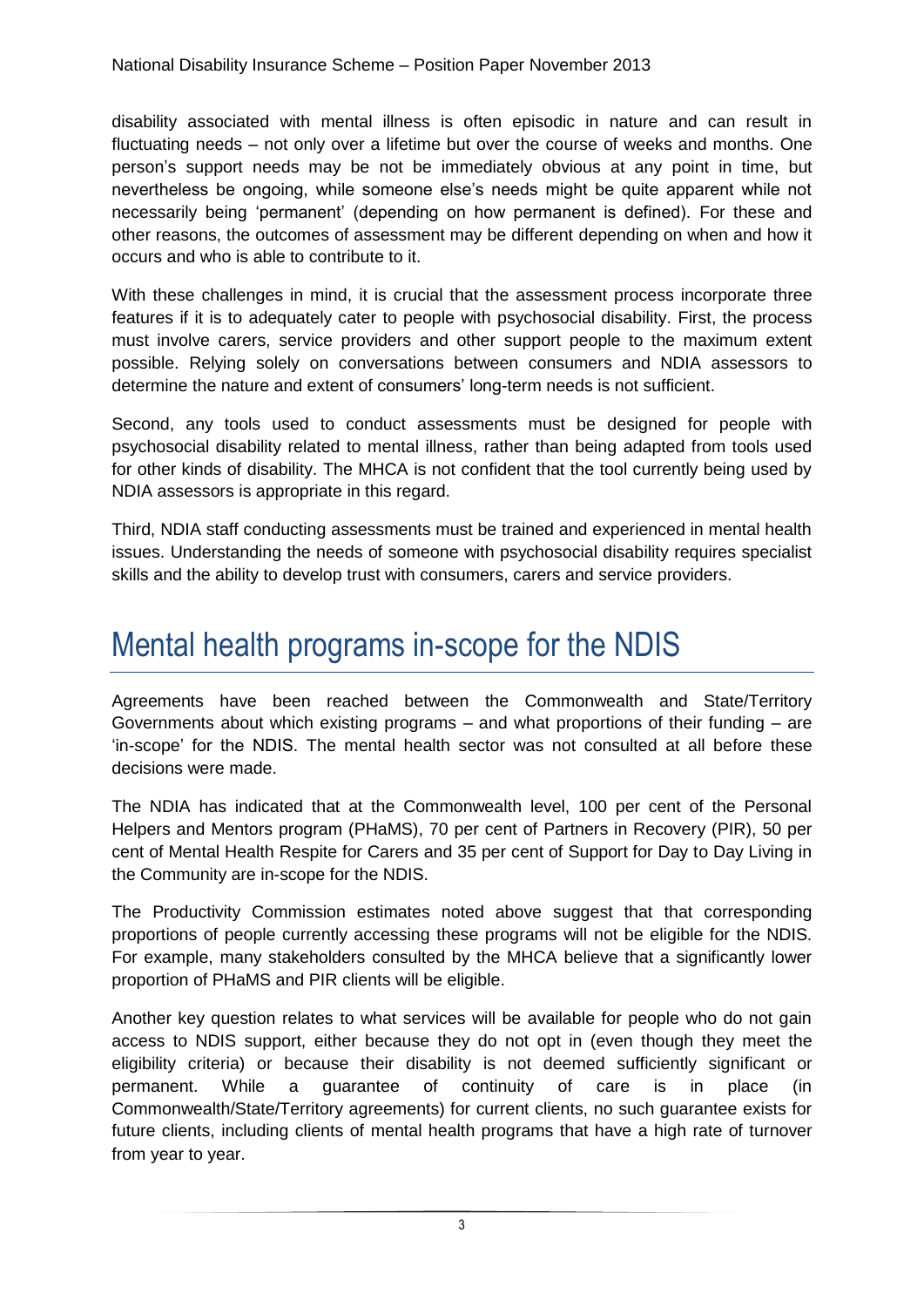disability associated with mental illness is often episodic in nature and can result in fluctuating needs – not only over a lifetime but over the course of weeks and months. One person's support needs may be not be immediately obvious at any point in time, but nevertheless be ongoing, while someone else's needs might be quite apparent while not necessarily being 'permanent' (depending on how permanent is defined). For these and other reasons, the outcomes of assessment may be different depending on when and how it occurs and who is able to contribute to it.

With these challenges in mind, it is crucial that the assessment process incorporate three features if it is to adequately cater to people with psychosocial disability. First, the process must involve carers, service providers and other support people to the maximum extent possible. Relying solely on conversations between consumers and NDIA assessors to determine the nature and extent of consumers' long-term needs is not sufficient.

Second, any tools used to conduct assessments must be designed for people with psychosocial disability related to mental illness, rather than being adapted from tools used for other kinds of disability. The MHCA is not confident that the tool currently being used by NDIA assessors is appropriate in this regard.

Third, NDIA staff conducting assessments must be trained and experienced in mental health issues. Understanding the needs of someone with psychosocial disability requires specialist skills and the ability to develop trust with consumers, carers and service providers.

# Mental health programs in-scope for the NDIS

Agreements have been reached between the Commonwealth and State/Territory Governments about which existing programs – and what proportions of their funding – are 'in-scope' for the NDIS. The mental health sector was not consulted at all before these decisions were made.

The NDIA has indicated that at the Commonwealth level, 100 per cent of the Personal Helpers and Mentors program (PHaMS), 70 per cent of Partners in Recovery (PIR), 50 per cent of Mental Health Respite for Carers and 35 per cent of Support for Day to Day Living in the Community are in-scope for the NDIS.

The Productivity Commission estimates noted above suggest that that corresponding proportions of people currently accessing these programs will not be eligible for the NDIS. For example, many stakeholders consulted by the MHCA believe that a significantly lower proportion of PHaMS and PIR clients will be eligible.

Another key question relates to what services will be available for people who do not gain access to NDIS support, either because they do not opt in (even though they meet the eligibility criteria) or because their disability is not deemed sufficiently significant or permanent. While a guarantee of continuity of care is in place (in Commonwealth/State/Territory agreements) for current clients, no such guarantee exists for future clients, including clients of mental health programs that have a high rate of turnover from year to year.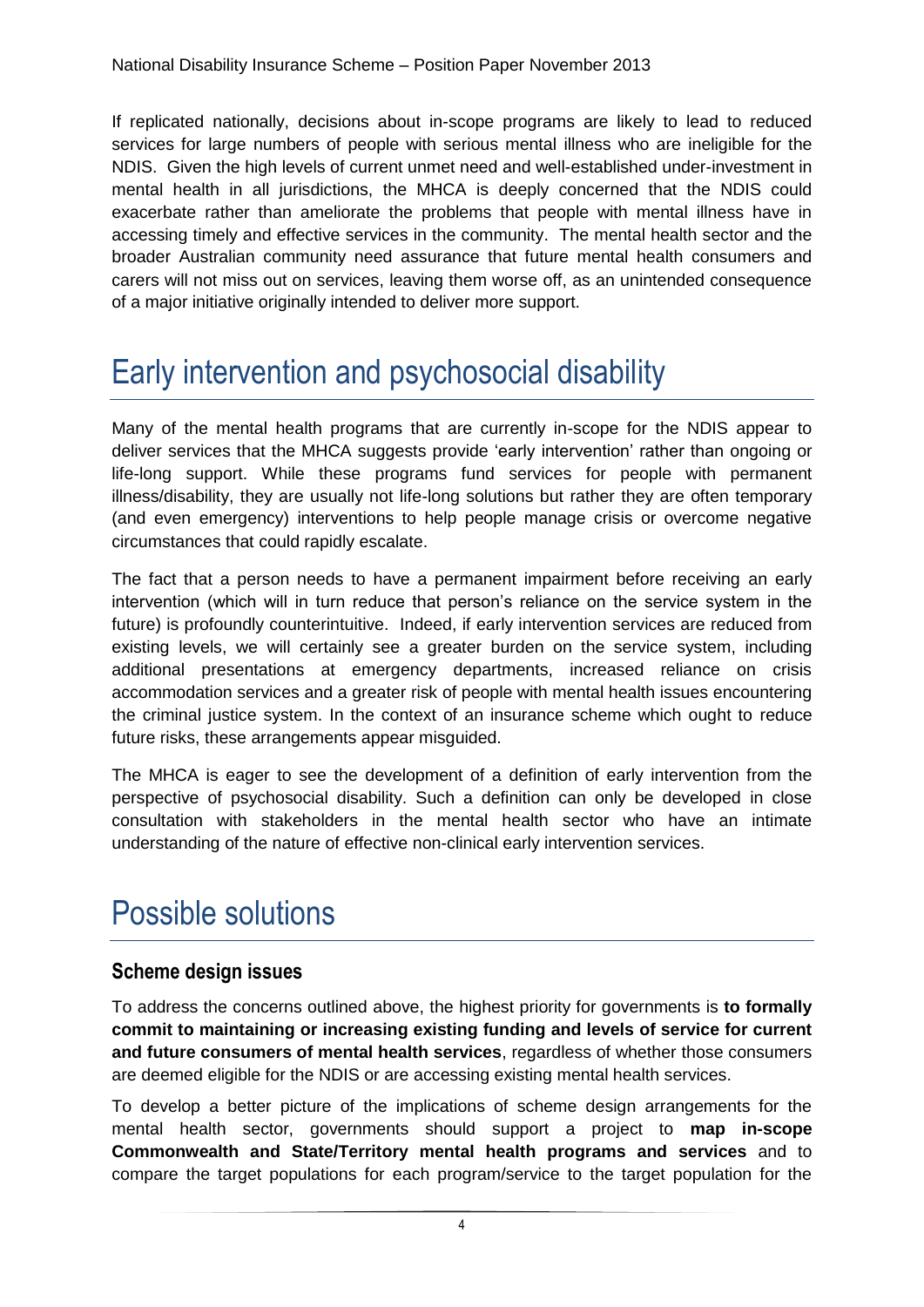If replicated nationally, decisions about in-scope programs are likely to lead to reduced services for large numbers of people with serious mental illness who are ineligible for the NDIS. Given the high levels of current unmet need and well-established under-investment in mental health in all jurisdictions, the MHCA is deeply concerned that the NDIS could exacerbate rather than ameliorate the problems that people with mental illness have in accessing timely and effective services in the community. The mental health sector and the broader Australian community need assurance that future mental health consumers and carers will not miss out on services, leaving them worse off, as an unintended consequence of a major initiative originally intended to deliver more support.

# Early intervention and psychosocial disability

Many of the mental health programs that are currently in-scope for the NDIS appear to deliver services that the MHCA suggests provide 'early intervention' rather than ongoing or life-long support. While these programs fund services for people with permanent illness/disability, they are usually not life-long solutions but rather they are often temporary (and even emergency) interventions to help people manage crisis or overcome negative circumstances that could rapidly escalate.

The fact that a person needs to have a permanent impairment before receiving an early intervention (which will in turn reduce that person's reliance on the service system in the future) is profoundly counterintuitive. Indeed, if early intervention services are reduced from existing levels, we will certainly see a greater burden on the service system, including additional presentations at emergency departments, increased reliance on crisis accommodation services and a greater risk of people with mental health issues encountering the criminal justice system. In the context of an insurance scheme which ought to reduce future risks, these arrangements appear misguided.

The MHCA is eager to see the development of a definition of early intervention from the perspective of psychosocial disability. Such a definition can only be developed in close consultation with stakeholders in the mental health sector who have an intimate understanding of the nature of effective non-clinical early intervention services.

# Possible solutions

## Scheme design issues

To address the concerns outlined above, the highest priority for governments is **to formally commit to maintaining or increasing existing funding and levels of service for current and future consumers of mental health services**, regardless of whether those consumers are deemed eligible for the NDIS or are accessing existing mental health services.

To develop a better picture of the implications of scheme design arrangements for the mental health sector, governments should support a project to **map in-scope Commonwealth and State/Territory mental health programs and services** and to compare the target populations for each program/service to the target population for the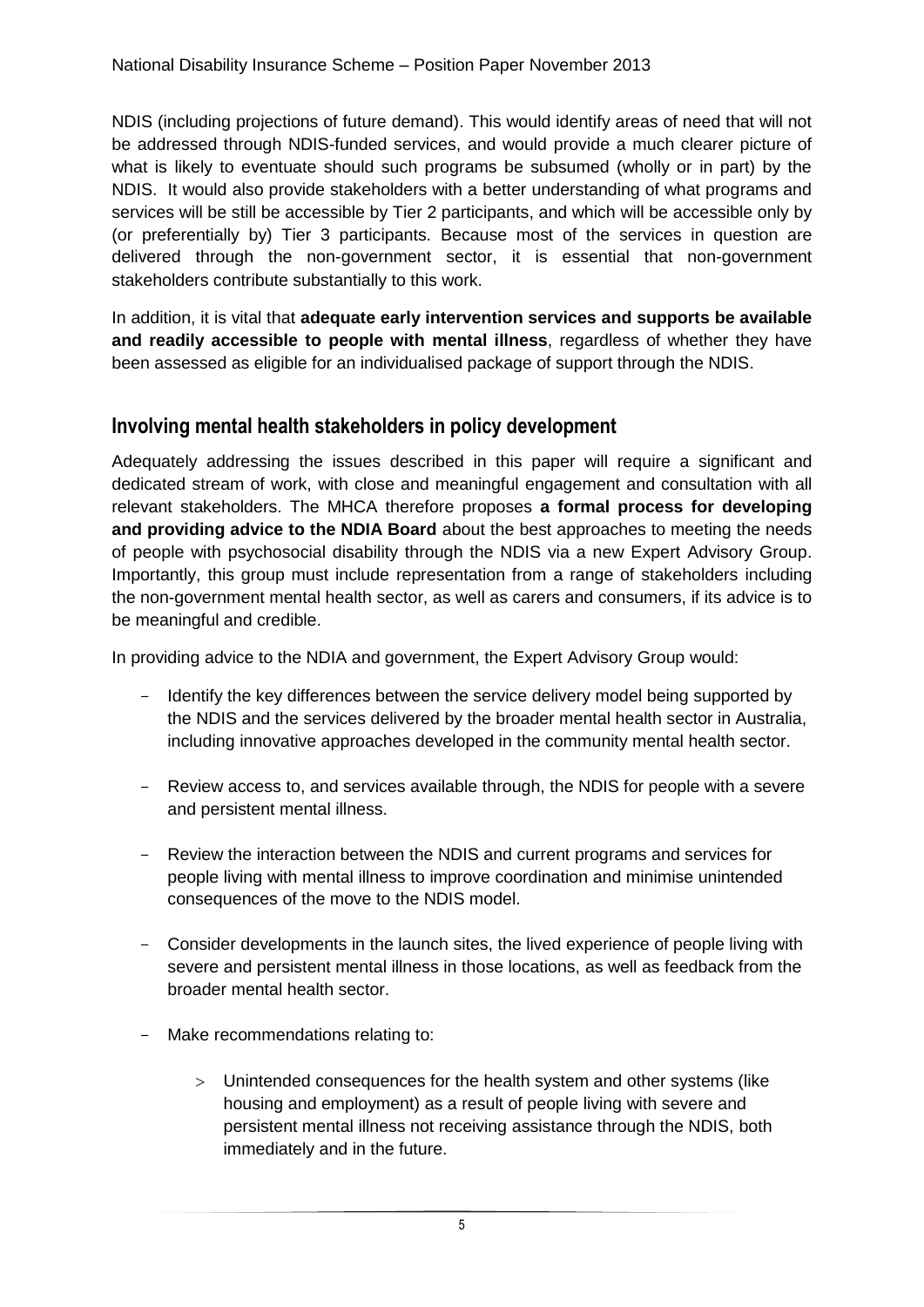NDIS (including projections of future demand). This would identify areas of need that will not be addressed through NDIS-funded services, and would provide a much clearer picture of what is likely to eventuate should such programs be subsumed (wholly or in part) by the NDIS. It would also provide stakeholders with a better understanding of what programs and services will be still be accessible by Tier 2 participants, and which will be accessible only by (or preferentially by) Tier 3 participants. Because most of the services in question are delivered through the non-government sector, it is essential that non-government stakeholders contribute substantially to this work.

In addition, it is vital that **adequate early intervention services and supports be available and readily accessible to people with mental illness**, regardless of whether they have been assessed as eligible for an individualised package of support through the NDIS.

## Involving mental health stakeholders in policy development

Adequately addressing the issues described in this paper will require a significant and dedicated stream of work, with close and meaningful engagement and consultation with all relevant stakeholders. The MHCA therefore proposes **a formal process for developing and providing advice to the NDIA Board** about the best approaches to meeting the needs of people with psychosocial disability through the NDIS via a new Expert Advisory Group. Importantly, this group must include representation from a range of stakeholders including the non-government mental health sector, as well as carers and consumers, if its advice is to be meaningful and credible.

In providing advice to the NDIA and government, the Expert Advisory Group would:

- Identify the key differences between the service delivery model being supported by the NDIS and the services delivered by the broader mental health sector in Australia, including innovative approaches developed in the community mental health sector.
- Review access to, and services available through, the NDIS for people with a severe and persistent mental illness.
- Review the interaction between the NDIS and current programs and services for people living with mental illness to improve coordination and minimise unintended consequences of the move to the NDIS model.
- Consider developments in the launch sites, the lived experience of people living with severe and persistent mental illness in those locations, as well as feedback from the broader mental health sector.
- Make recommendations relating to:
  - Unintended consequences for the health system and other systems (like housing and employment) as a result of people living with severe and persistent mental illness not receiving assistance through the NDIS, both immediately and in the future.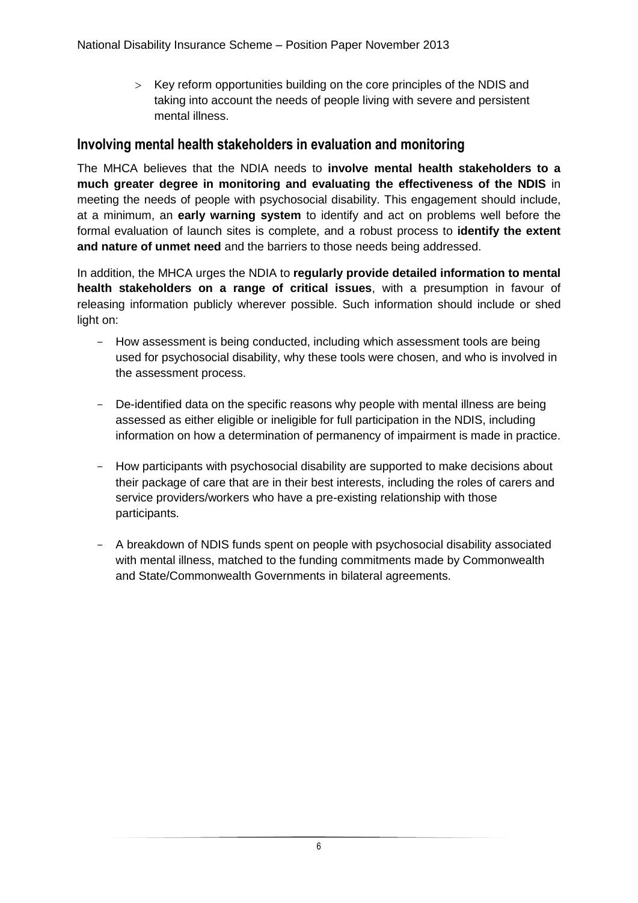- Key reform opportunities building on the core principles of the NDIS and taking into account the needs of people living with severe and persistent mental illness.

## Involving mental health stakeholders in evaluation and monitoring

The MHCA believes that the NDIA needs to **involve mental health stakeholders to a much greater degree in monitoring and evaluating the effectiveness of the NDIS** in meeting the needs of people with psychosocial disability. This engagement should include, at a minimum, an **early warning system** to identify and act on problems well before the formal evaluation of launch sites is complete, and a robust process to **identify the extent and nature of unmet need** and the barriers to those needs being addressed.

In addition, the MHCA urges the NDIA to **regularly provide detailed information to mental health stakeholders on a range of critical issues**, with a presumption in favour of releasing information publicly wherever possible. Such information should include or shed light on:

- How assessment is being conducted, including which assessment tools are being used for psychosocial disability, why these tools were chosen, and who is involved in the assessment process.

- De-identified data on the specific reasons why people with mental illness are being assessed as either eligible or ineligible for full participation in the NDIS, including information on how a determination of permanency of impairment is made in practice.

- How participants with psychosocial disability are supported to make decisions about their package of care that are in their best interests, including the roles of carers and service providers/workers who have a pre-existing relationship with those participants.

- A breakdown of NDIS funds spent on people with psychosocial disability associated with mental illness, matched to the funding commitments made by Commonwealth and State/Commonwealth Governments in bilateral agreements.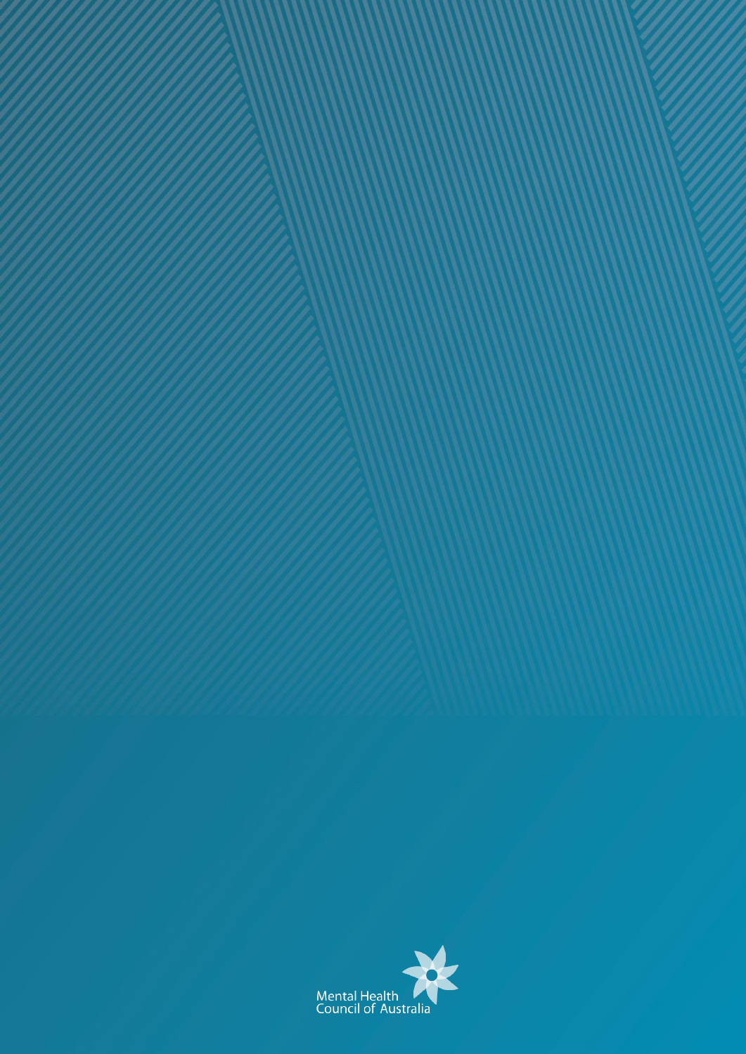Mental Health
Council of Australia